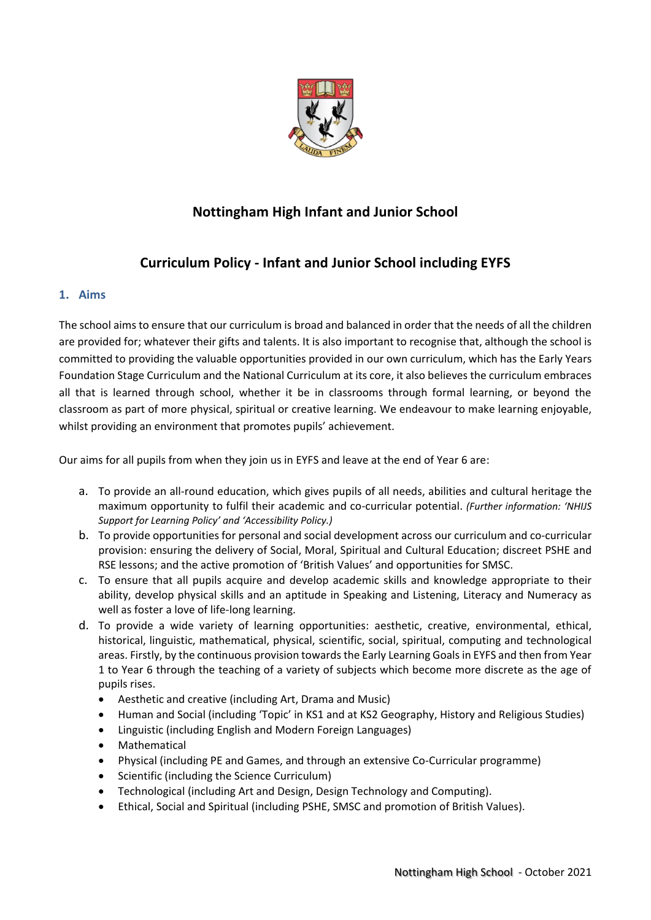# Nottingham High Infant and Junior School

## Curriculum Policy - Infant and Junior School including EYFS

### 1. Aims

The school aims to ensure that our curriculum is broad and balanced in order that the needs of all the children are provided for; whatever their gifts and talents. It is also important to recognise that, although the school is committed to providing the valuable opportunities provided in our own curriculum, which has the Early Years Foundation Stage Curriculum and the National Curriculum at its core, it also believes the curriculum embraces all that is learned through school, whether it be in classrooms through formal learning, or beyond the classroom as part of more physical, spiritual or creative learning. We endeavour to make learning enjoyable, whilst providing an environment that promotes pupils' achievement.

Our aims for all pupils from when they join us in EYFS and leave at the end of Year 6 are:

a. To provide an all-round education, which gives pupils of all needs, abilities and cultural heritage the maximum opportunity to fulfil their academic and co-curricular potential. *(Further information: 'NHIJS Support for Learning Policy' and 'Accessibility Policy.)*

b. To provide opportunities for personal and social development across our curriculum and co-curricular provision: ensuring the delivery of Social, Moral, Spiritual and Cultural Education; discreet PSHE and RSE lessons; and the active promotion of 'British Values' and opportunities for SMSC.

c. To ensure that all pupils acquire and develop academic skills and knowledge appropriate to their ability, develop physical skills and an aptitude in Speaking and Listening, Literacy and Numeracy as well as foster a love of life-long learning.

d. To provide a wide variety of learning opportunities: aesthetic, creative, environmental, ethical, historical, linguistic, mathematical, physical, scientific, social, spiritual, computing and technological areas. Firstly, by the continuous provision towards the Early Learning Goals in EYFS and then from Year 1 to Year 6 through the teaching of a variety of subjects which become more discrete as the age of pupils rises.
   - Aesthetic and creative (including Art, Drama and Music)
   - Human and Social (including 'Topic' in KS1 and at KS2 Geography, History and Religious Studies)
   - Linguistic (including English and Modern Foreign Languages)
   - Mathematical
   - Physical (including PE and Games, and through an extensive Co-Curricular programme)
   - Scientific (including the Science Curriculum)
   - Technological (including Art and Design, Design Technology and Computing).
   - Ethical, Social and Spiritual (including PSHE, SMSC and promotion of British Values).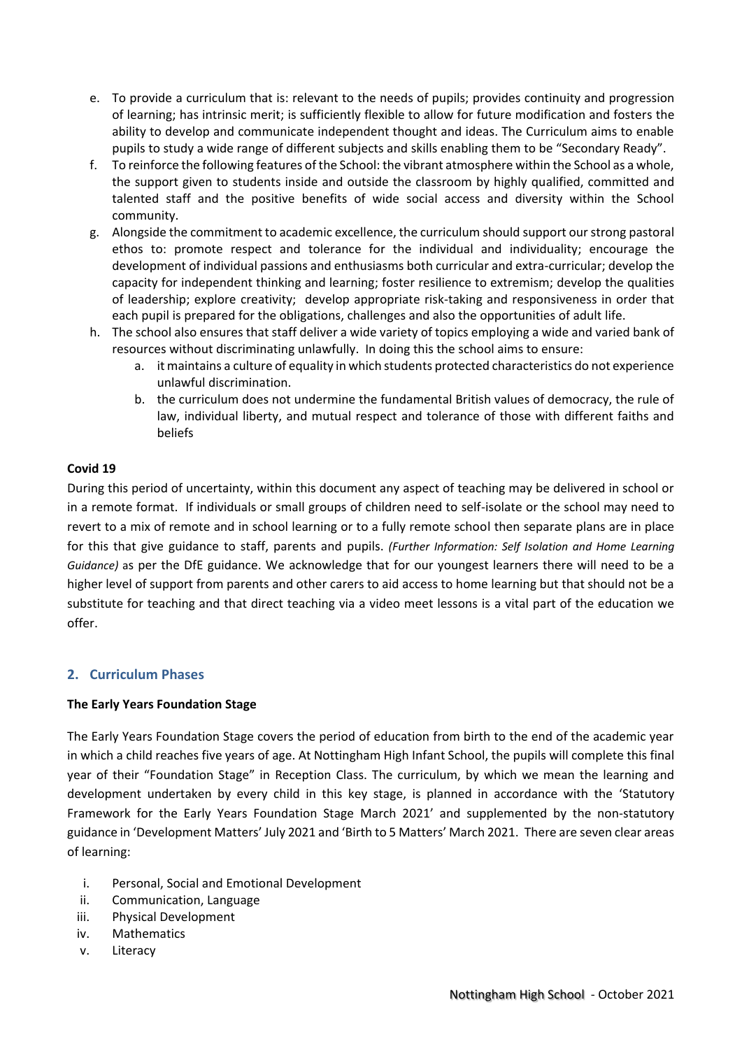e. To provide a curriculum that is: relevant to the needs of pupils; provides continuity and progression of learning; has intrinsic merit; is sufficiently flexible to allow for future modification and fosters the ability to develop and communicate independent thought and ideas. The Curriculum aims to enable pupils to study a wide range of different subjects and skills enabling them to be "Secondary Ready".
f. To reinforce the following features of the School: the vibrant atmosphere within the School as a whole, the support given to students inside and outside the classroom by highly qualified, committed and talented staff and the positive benefits of wide social access and diversity within the School community.
g. Alongside the commitment to academic excellence, the curriculum should support our strong pastoral ethos to: promote respect and tolerance for the individual and individuality; encourage the development of individual passions and enthusiasms both curricular and extra-curricular; develop the capacity for independent thinking and learning; foster resilience to extremism; develop the qualities of leadership; explore creativity; develop appropriate risk-taking and responsiveness in order that each pupil is prepared for the obligations, challenges and also the opportunities of adult life.
h. The school also ensures that staff deliver a wide variety of topics employing a wide and varied bank of resources without discriminating unlawfully. In doing this the school aims to ensure:
    a. it maintains a culture of equality in which students protected characteristics do not experience unlawful discrimination.
    b. the curriculum does not undermine the fundamental British values of democracy, the rule of law, individual liberty, and mutual respect and tolerance of those with different faiths and beliefs

**Covid 19**

During this period of uncertainty, within this document any aspect of teaching may be delivered in school or in a remote format. If individuals or small groups of children need to self-isolate or the school may need to revert to a mix of remote and in school learning or to a fully remote school then separate plans are in place for this that give guidance to staff, parents and pupils. *(Further Information: Self Isolation and Home Learning Guidance)* as per the DfE guidance. We acknowledge that for our youngest learners there will need to be a higher level of support from parents and other carers to aid access to home learning but that should not be a substitute for teaching and that direct teaching via a video meet lessons is a vital part of the education we offer.

## 2. Curriculum Phases

**The Early Years Foundation Stage**

The Early Years Foundation Stage covers the period of education from birth to the end of the academic year in which a child reaches five years of age. At Nottingham High Infant School, the pupils will complete this final year of their "Foundation Stage" in Reception Class. The curriculum, by which we mean the learning and development undertaken by every child in this key stage, is planned in accordance with the 'Statutory Framework for the Early Years Foundation Stage March 2021' and supplemented by the non-statutory guidance in 'Development Matters' July 2021 and 'Birth to 5 Matters' March 2021. There are seven clear areas of learning:

i. Personal, Social and Emotional Development
ii. Communication, Language
iii. Physical Development
iv. Mathematics
v. Literacy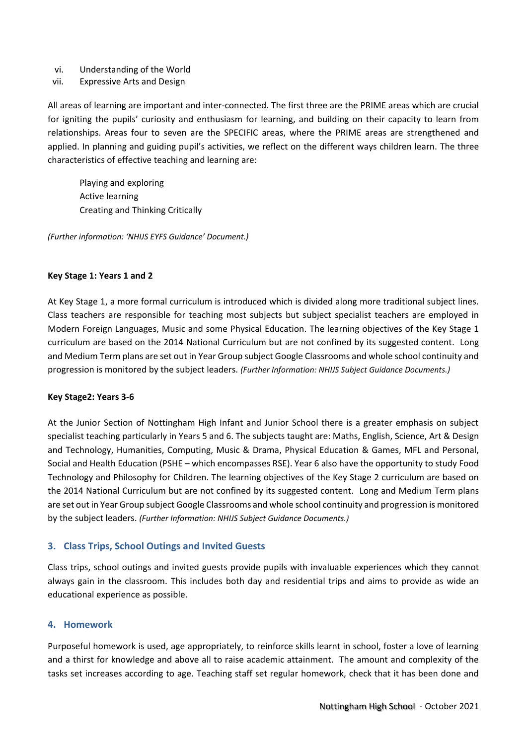vi. Understanding of the World
vii. Expressive Arts and Design

All areas of learning are important and inter-connected. The first three are the PRIME areas which are crucial for igniting the pupils' curiosity and enthusiasm for learning, and building on their capacity to learn from relationships. Areas four to seven are the SPECIFIC areas, where the PRIME areas are strengthened and applied. In planning and guiding pupil's activities, we reflect on the different ways children learn. The three characteristics of effective teaching and learning are:

Playing and exploring
Active learning
Creating and Thinking Critically

*(Further information: 'NHIJS EYFS Guidance' Document.)*

**Key Stage 1: Years 1 and 2**

At Key Stage 1, a more formal curriculum is introduced which is divided along more traditional subject lines. Class teachers are responsible for teaching most subjects but subject specialist teachers are employed in Modern Foreign Languages, Music and some Physical Education. The learning objectives of the Key Stage 1 curriculum are based on the 2014 National Curriculum but are not confined by its suggested content. Long and Medium Term plans are set out in Year Group subject Google Classrooms and whole school continuity and progression is monitored by the subject leaders. *(Further Information: NHIJS Subject Guidance Documents.)*

**Key Stage2: Years 3-6**

At the Junior Section of Nottingham High Infant and Junior School there is a greater emphasis on subject specialist teaching particularly in Years 5 and 6. The subjects taught are: Maths, English, Science, Art & Design and Technology, Humanities, Computing, Music & Drama, Physical Education & Games, MFL and Personal, Social and Health Education (PSHE – which encompasses RSE). Year 6 also have the opportunity to study Food Technology and Philosophy for Children. The learning objectives of the Key Stage 2 curriculum are based on the 2014 National Curriculum but are not confined by its suggested content. Long and Medium Term plans are set out in Year Group subject Google Classrooms and whole school continuity and progression is monitored by the subject leaders. *(Further Information: NHIJS Subject Guidance Documents.)*

## 3. Class Trips, School Outings and Invited Guests

Class trips, school outings and invited guests provide pupils with invaluable experiences which they cannot always gain in the classroom. This includes both day and residential trips and aims to provide as wide an educational experience as possible.

## 4. Homework

Purposeful homework is used, age appropriately, to reinforce skills learnt in school, foster a love of learning and a thirst for knowledge and above all to raise academic attainment. The amount and complexity of the tasks set increases according to age. Teaching staff set regular homework, check that it has been done and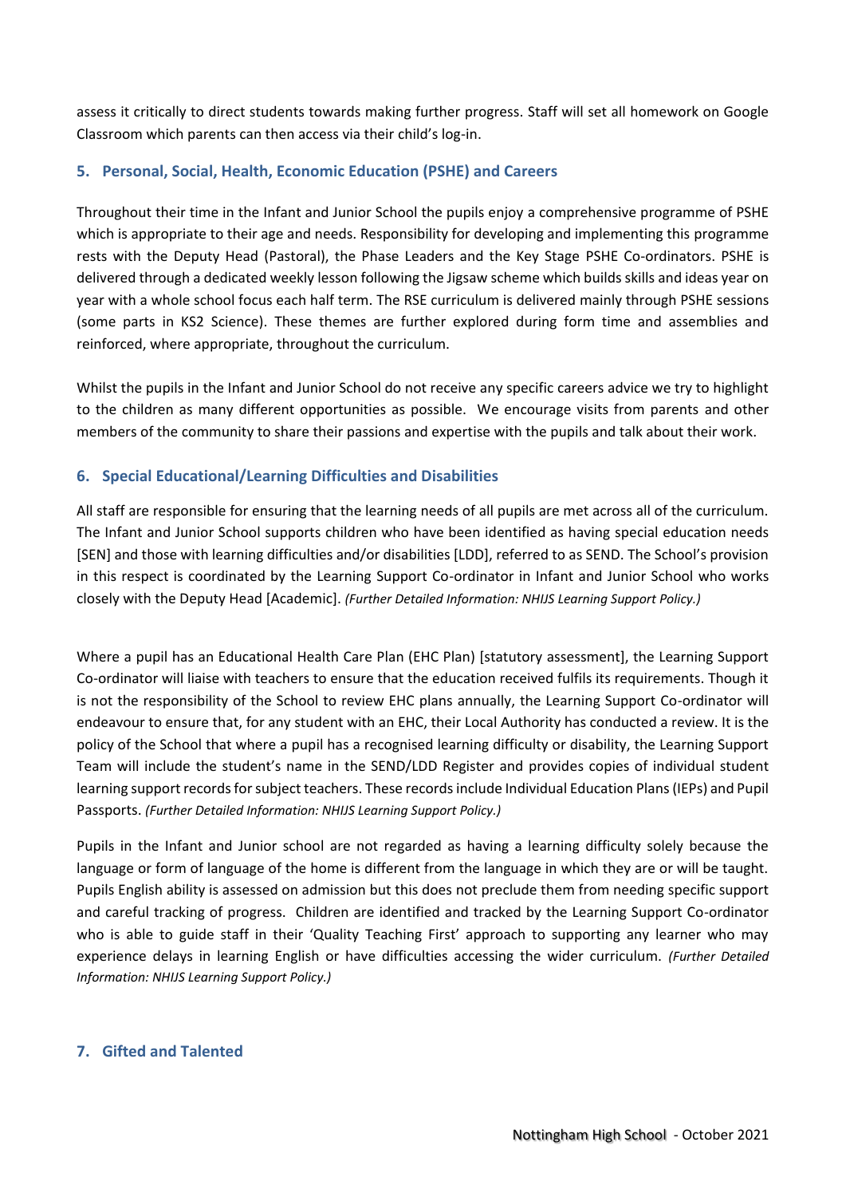assess it critically to direct students towards making further progress. Staff will set all homework on Google Classroom which parents can then access via their child's log-in.

## 5. Personal, Social, Health, Economic Education (PSHE) and Careers

Throughout their time in the Infant and Junior School the pupils enjoy a comprehensive programme of PSHE which is appropriate to their age and needs. Responsibility for developing and implementing this programme rests with the Deputy Head (Pastoral), the Phase Leaders and the Key Stage PSHE Co-ordinators. PSHE is delivered through a dedicated weekly lesson following the Jigsaw scheme which builds skills and ideas year on year with a whole school focus each half term. The RSE curriculum is delivered mainly through PSHE sessions (some parts in KS2 Science). These themes are further explored during form time and assemblies and reinforced, where appropriate, throughout the curriculum.

Whilst the pupils in the Infant and Junior School do not receive any specific careers advice we try to highlight to the children as many different opportunities as possible. We encourage visits from parents and other members of the community to share their passions and expertise with the pupils and talk about their work.

## 6. Special Educational/Learning Difficulties and Disabilities

All staff are responsible for ensuring that the learning needs of all pupils are met across all of the curriculum. The Infant and Junior School supports children who have been identified as having special education needs [SEN] and those with learning difficulties and/or disabilities [LDD], referred to as SEND. The School's provision in this respect is coordinated by the Learning Support Co-ordinator in Infant and Junior School who works closely with the Deputy Head [Academic]. *(Further Detailed Information: NHIJS Learning Support Policy.)*

Where a pupil has an Educational Health Care Plan (EHC Plan) [statutory assessment], the Learning Support Co-ordinator will liaise with teachers to ensure that the education received fulfils its requirements. Though it is not the responsibility of the School to review EHC plans annually, the Learning Support Co-ordinator will endeavour to ensure that, for any student with an EHC, their Local Authority has conducted a review. It is the policy of the School that where a pupil has a recognised learning difficulty or disability, the Learning Support Team will include the student's name in the SEND/LDD Register and provides copies of individual student learning support records for subject teachers. These records include Individual Education Plans (IEPs) and Pupil Passports. *(Further Detailed Information: NHIJS Learning Support Policy.)*

Pupils in the Infant and Junior school are not regarded as having a learning difficulty solely because the language or form of language of the home is different from the language in which they are or will be taught. Pupils English ability is assessed on admission but this does not preclude them from needing specific support and careful tracking of progress. Children are identified and tracked by the Learning Support Co-ordinator who is able to guide staff in their 'Quality Teaching First' approach to supporting any learner who may experience delays in learning English or have difficulties accessing the wider curriculum. *(Further Detailed Information: NHIJS Learning Support Policy.)*

## 7. Gifted and Talented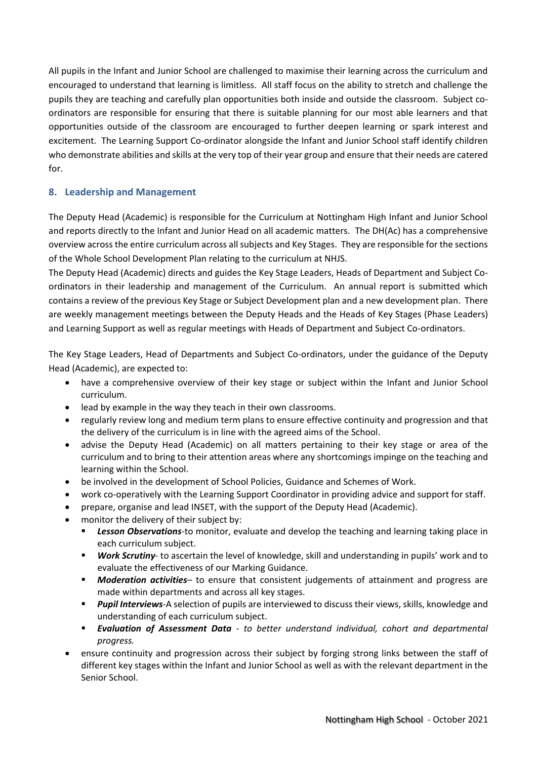All pupils in the Infant and Junior School are challenged to maximise their learning across the curriculum and encouraged to understand that learning is limitless. All staff focus on the ability to stretch and challenge the pupils they are teaching and carefully plan opportunities both inside and outside the classroom. Subject co-ordinators are responsible for ensuring that there is suitable planning for our most able learners and that opportunities outside of the classroom are encouraged to further deepen learning or spark interest and excitement. The Learning Support Co-ordinator alongside the Infant and Junior School staff identify children who demonstrate abilities and skills at the very top of their year group and ensure that their needs are catered for.

## 8. Leadership and Management

The Deputy Head (Academic) is responsible for the Curriculum at Nottingham High Infant and Junior School and reports directly to the Infant and Junior Head on all academic matters. The DH(Ac) has a comprehensive overview across the entire curriculum across all subjects and Key Stages. They are responsible for the sections of the Whole School Development Plan relating to the curriculum at NHJS.

The Deputy Head (Academic) directs and guides the Key Stage Leaders, Heads of Department and Subject Co-ordinators in their leadership and management of the Curriculum. An annual report is submitted which contains a review of the previous Key Stage or Subject Development plan and a new development plan. There are weekly management meetings between the Deputy Heads and the Heads of Key Stages (Phase Leaders) and Learning Support as well as regular meetings with Heads of Department and Subject Co-ordinators.

The Key Stage Leaders, Head of Departments and Subject Co-ordinators, under the guidance of the Deputy Head (Academic), are expected to:

- have a comprehensive overview of their key stage or subject within the Infant and Junior School curriculum.
- lead by example in the way they teach in their own classrooms.
- regularly review long and medium term plans to ensure effective continuity and progression and that the delivery of the curriculum is in line with the agreed aims of the School.
- advise the Deputy Head (Academic) on all matters pertaining to their key stage or area of the curriculum and to bring to their attention areas where any shortcomings impinge on the teaching and learning within the School.
- be involved in the development of School Policies, Guidance and Schemes of Work.
- work co-operatively with the Learning Support Coordinator in providing advice and support for staff.
- prepare, organise and lead INSET, with the support of the Deputy Head (Academic).
- monitor the delivery of their subject by:
  - ***Lesson Observations***-to monitor, evaluate and develop the teaching and learning taking place in each curriculum subject.
  - ***Work Scrutiny***- to ascertain the level of knowledge, skill and understanding in pupils' work and to evaluate the effectiveness of our Marking Guidance.
  - ***Moderation activities***– to ensure that consistent judgements of attainment and progress are made within departments and across all key stages.
  - ***Pupil Interviews***-A selection of pupils are interviewed to discuss their views, skills, knowledge and understanding of each curriculum subject.
  - ***Evaluation of Assessment Data*** *- to better understand individual, cohort and departmental progress.*
- ensure continuity and progression across their subject by forging strong links between the staff of different key stages within the Infant and Junior School as well as with the relevant department in the Senior School.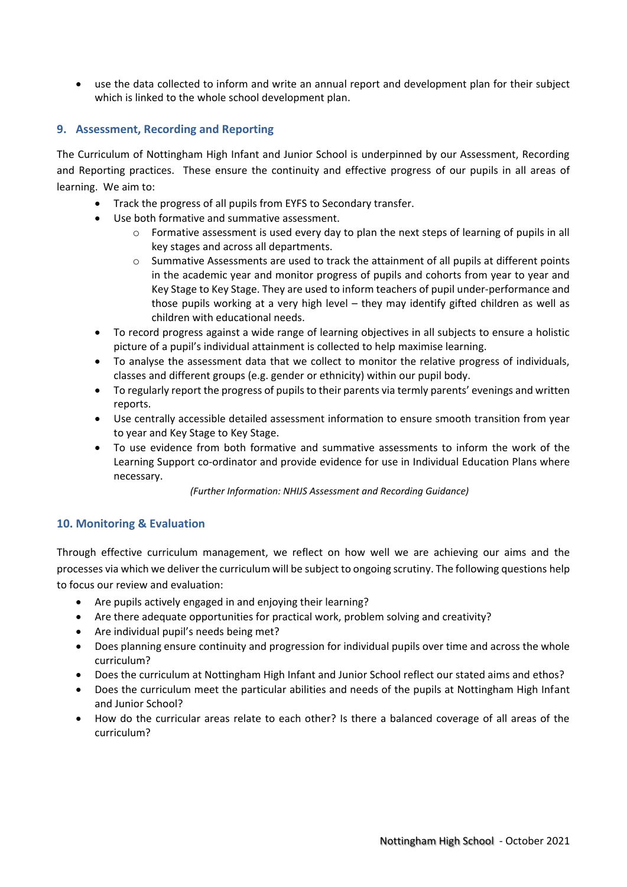- use the data collected to inform and write an annual report and development plan for their subject which is linked to the whole school development plan.

## 9. Assessment, Recording and Reporting

The Curriculum of Nottingham High Infant and Junior School is underpinned by our Assessment, Recording and Reporting practices. These ensure the continuity and effective progress of our pupils in all areas of learning. We aim to:

- Track the progress of all pupils from EYFS to Secondary transfer.
- Use both formative and summative assessment.
  - Formative assessment is used every day to plan the next steps of learning of pupils in all key stages and across all departments.
  - Summative Assessments are used to track the attainment of all pupils at different points in the academic year and monitor progress of pupils and cohorts from year to year and Key Stage to Key Stage. They are used to inform teachers of pupil under-performance and those pupils working at a very high level – they may identify gifted children as well as children with educational needs.
- To record progress against a wide range of learning objectives in all subjects to ensure a holistic picture of a pupil's individual attainment is collected to help maximise learning.
- To analyse the assessment data that we collect to monitor the relative progress of individuals, classes and different groups (e.g. gender or ethnicity) within our pupil body.
- To regularly report the progress of pupils to their parents via termly parents' evenings and written reports.
- Use centrally accessible detailed assessment information to ensure smooth transition from year to year and Key Stage to Key Stage.
- To use evidence from both formative and summative assessments to inform the work of the Learning Support co-ordinator and provide evidence for use in Individual Education Plans where necessary.

*(Further Information: NHIJS Assessment and Recording Guidance)*

## 10. Monitoring & Evaluation

Through effective curriculum management, we reflect on how well we are achieving our aims and the processes via which we deliver the curriculum will be subject to ongoing scrutiny. The following questions help to focus our review and evaluation:

- Are pupils actively engaged in and enjoying their learning?
- Are there adequate opportunities for practical work, problem solving and creativity?
- Are individual pupil's needs being met?
- Does planning ensure continuity and progression for individual pupils over time and across the whole curriculum?
- Does the curriculum at Nottingham High Infant and Junior School reflect our stated aims and ethos?
- Does the curriculum meet the particular abilities and needs of the pupils at Nottingham High Infant and Junior School?
- How do the curricular areas relate to each other? Is there a balanced coverage of all areas of the curriculum?